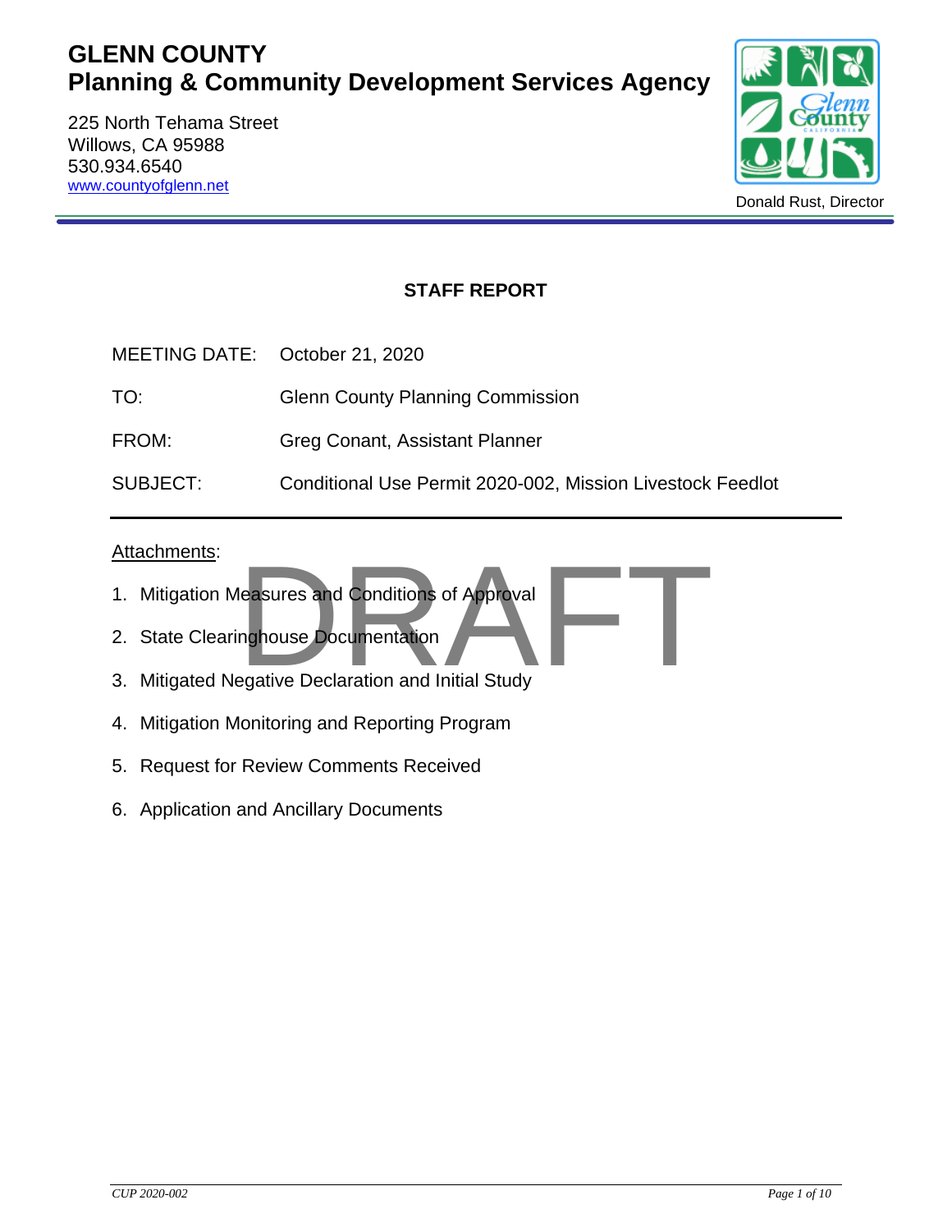# GLENN COUNTY
## Planning & Community Development Services Agency

225 North Tehama Street
Willows, CA 95988
530.934.6540
www.countyofglenn.net

Donald Rust, Director

### STAFF REPORT

MEETING DATE: October 21, 2020

TO: Glenn County Planning Commission

FROM: Greg Conant, Assistant Planner

SUBJECT: Conditional Use Permit 2020-002, Mission Livestock Feedlot

---

Attachments:

1. Mitigation Measures and Conditions of Approval
2. State Clearinghouse Documentation
3. Mitigated Negative Declaration and Initial Study
4. Mitigation Monitoring and Reporting Program
5. Request for Review Comments Received
6. Application and Ancillary Documents

DRAFT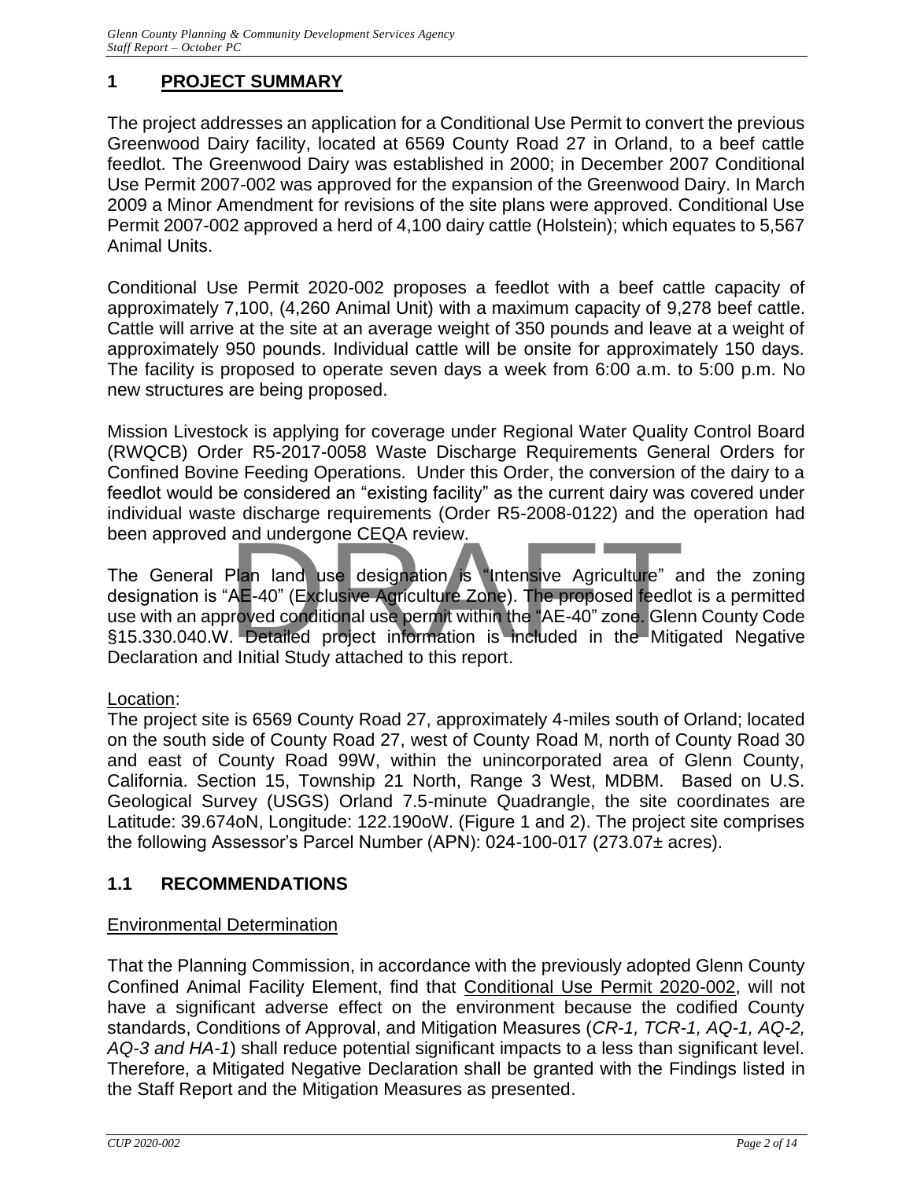## 1 PROJECT SUMMARY

The project addresses an application for a Conditional Use Permit to convert the previous Greenwood Dairy facility, located at 6569 County Road 27 in Orland, to a beef cattle feedlot. The Greenwood Dairy was established in 2000; in December 2007 Conditional Use Permit 2007-002 was approved for the expansion of the Greenwood Dairy. In March 2009 a Minor Amendment for revisions of the site plans were approved. Conditional Use Permit 2007-002 approved a herd of 4,100 dairy cattle (Holstein); which equates to 5,567 Animal Units.

Conditional Use Permit 2020-002 proposes a feedlot with a beef cattle capacity of approximately 7,100, (4,260 Animal Unit) with a maximum capacity of 9,278 beef cattle. Cattle will arrive at the site at an average weight of 350 pounds and leave at a weight of approximately 950 pounds. Individual cattle will be onsite for approximately 150 days. The facility is proposed to operate seven days a week from 6:00 a.m. to 5:00 p.m. No new structures are being proposed.

Mission Livestock is applying for coverage under Regional Water Quality Control Board (RWQCB) Order R5-2017-0058 Waste Discharge Requirements General Orders for Confined Bovine Feeding Operations. Under this Order, the conversion of the dairy to a feedlot would be considered an "existing facility" as the current dairy was covered under individual waste discharge requirements (Order R5-2008-0122) and the operation had been approved and undergone CEQA review.

The General Plan land use designation is "Intensive Agriculture" and the zoning designation is "AE-40" (Exclusive Agriculture Zone). The proposed feedlot is a permitted use with an approved conditional use permit within the "AE-40" zone. Glenn County Code §15.330.040.W. Detailed project information is included in the Mitigated Negative Declaration and Initial Study attached to this report.

Location:

The project site is 6569 County Road 27, approximately 4-miles south of Orland; located on the south side of County Road 27, west of County Road M, north of County Road 30 and east of County Road 99W, within the unincorporated area of Glenn County, California. Section 15, Township 21 North, Range 3 West, MDBM. Based on U.S. Geological Survey (USGS) Orland 7.5-minute Quadrangle, the site coordinates are Latitude: 39.674oN, Longitude: 122.190oW. (Figure 1 and 2). The project site comprises the following Assessor's Parcel Number (APN): 024-100-017 (273.07± acres).

### 1.1 RECOMMENDATIONS

Environmental Determination

That the Planning Commission, in accordance with the previously adopted Glenn County Confined Animal Facility Element, find that Conditional Use Permit 2020-002, will not have a significant adverse effect on the environment because the codified County standards, Conditions of Approval, and Mitigation Measures (*CR-1, TCR-1, AQ-1, AQ-2, AQ-3 and HA-1*) shall reduce potential significant impacts to a less than significant level. Therefore, a Mitigated Negative Declaration shall be granted with the Findings listed in the Staff Report and the Mitigation Measures as presented.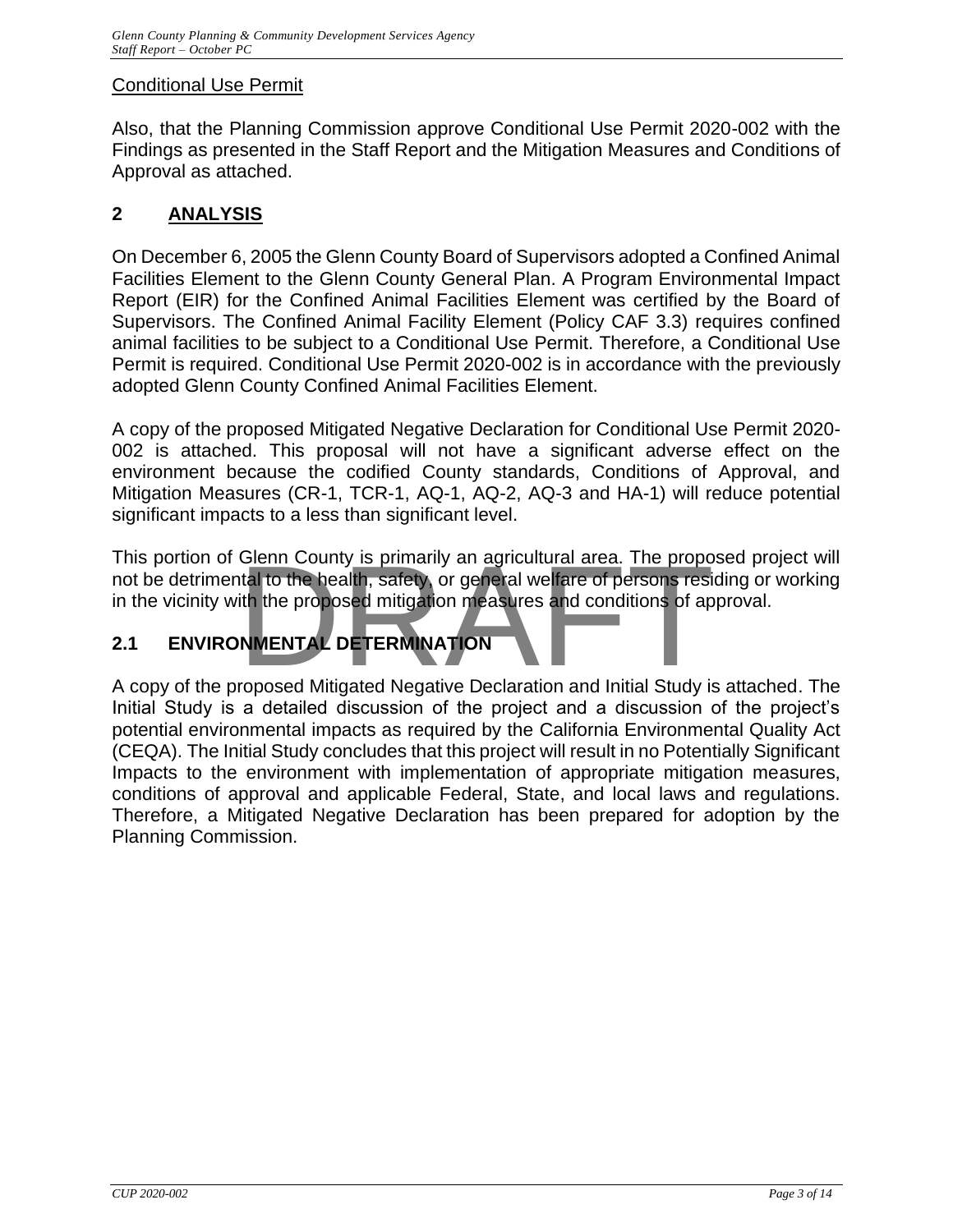Conditional Use Permit

Also, that the Planning Commission approve Conditional Use Permit 2020-002 with the Findings as presented in the Staff Report and the Mitigation Measures and Conditions of Approval as attached.

## 2 ANALYSIS

On December 6, 2005 the Glenn County Board of Supervisors adopted a Confined Animal Facilities Element to the Glenn County General Plan. A Program Environmental Impact Report (EIR) for the Confined Animal Facilities Element was certified by the Board of Supervisors. The Confined Animal Facility Element (Policy CAF 3.3) requires confined animal facilities to be subject to a Conditional Use Permit. Therefore, a Conditional Use Permit is required. Conditional Use Permit 2020-002 is in accordance with the previously adopted Glenn County Confined Animal Facilities Element.

A copy of the proposed Mitigated Negative Declaration for Conditional Use Permit 2020-002 is attached. This proposal will not have a significant adverse effect on the environment because the codified County standards, Conditions of Approval, and Mitigation Measures (CR-1, TCR-1, AQ-1, AQ-2, AQ-3 and HA-1) will reduce potential significant impacts to a less than significant level.

This portion of Glenn County is primarily an agricultural area. The proposed project will not be detrimental to the health, safety, or general welfare of persons residing or working in the vicinity with the proposed mitigation measures and conditions of approval.

### 2.1 ENVIRONMENTAL DETERMINATION

A copy of the proposed Mitigated Negative Declaration and Initial Study is attached. The Initial Study is a detailed discussion of the project and a discussion of the project's potential environmental impacts as required by the California Environmental Quality Act (CEQA). The Initial Study concludes that this project will result in no Potentially Significant Impacts to the environment with implementation of appropriate mitigation measures, conditions of approval and applicable Federal, State, and local laws and regulations. Therefore, a Mitigated Negative Declaration has been prepared for adoption by the Planning Commission.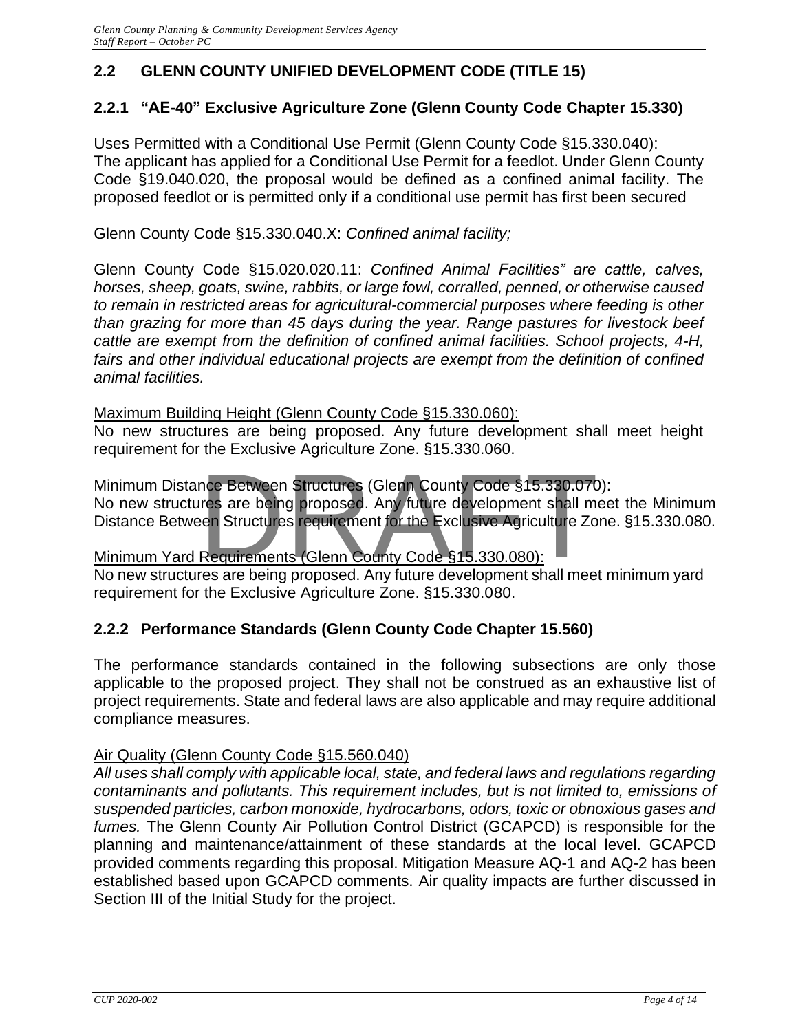## 2.2 GLENN COUNTY UNIFIED DEVELOPMENT CODE (TITLE 15)

### 2.2.1 "AE-40" Exclusive Agriculture Zone (Glenn County Code Chapter 15.330)

Uses Permitted with a Conditional Use Permit (Glenn County Code §15.330.040):
The applicant has applied for a Conditional Use Permit for a feedlot. Under Glenn County Code §19.040.020, the proposal would be defined as a confined animal facility. The proposed feedlot or is permitted only if a conditional use permit has first been secured

Glenn County Code §15.330.040.X: *Confined animal facility;*

Glenn County Code §15.020.020.11: *Confined Animal Facilities" are cattle, calves, horses, sheep, goats, swine, rabbits, or large fowl, corralled, penned, or otherwise caused to remain in restricted areas for agricultural-commercial purposes where feeding is other than grazing for more than 45 days during the year. Range pastures for livestock beef cattle are exempt from the definition of confined animal facilities. School projects, 4-H, fairs and other individual educational projects are exempt from the definition of confined animal facilities.*

Maximum Building Height (Glenn County Code §15.330.060):
No new structures are being proposed. Any future development shall meet height requirement for the Exclusive Agriculture Zone. §15.330.060.

Minimum Distance Between Structures (Glenn County Code §15.330.070):
No new structures are being proposed. Any future development shall meet the Minimum Distance Between Structures requirement for the Exclusive Agriculture Zone. §15.330.080.

Minimum Yard Requirements (Glenn County Code §15.330.080):
No new structures are being proposed. Any future development shall meet minimum yard requirement for the Exclusive Agriculture Zone. §15.330.080.

### 2.2.2 Performance Standards (Glenn County Code Chapter 15.560)

The performance standards contained in the following subsections are only those applicable to the proposed project. They shall not be construed as an exhaustive list of project requirements. State and federal laws are also applicable and may require additional compliance measures.

Air Quality (Glenn County Code §15.560.040)
*All uses shall comply with applicable local, state, and federal laws and regulations regarding contaminants and pollutants. This requirement includes, but is not limited to, emissions of suspended particles, carbon monoxide, hydrocarbons, odors, toxic or obnoxious gases and fumes.* The Glenn County Air Pollution Control District (GCAPCD) is responsible for the planning and maintenance/attainment of these standards at the local level. GCAPCD provided comments regarding this proposal. Mitigation Measure AQ-1 and AQ-2 has been established based upon GCAPCD comments. Air quality impacts are further discussed in Section III of the Initial Study for the project.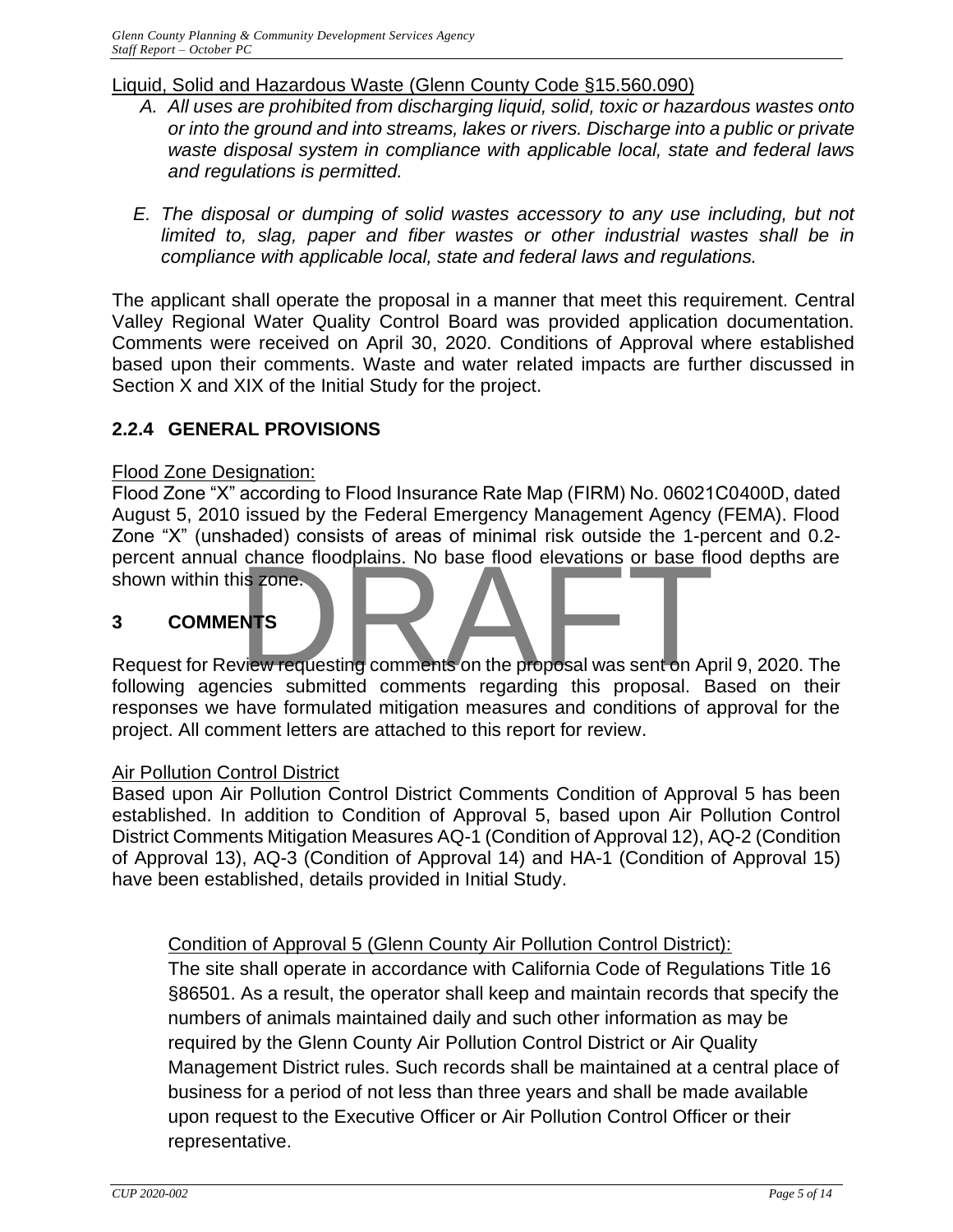Liquid, Solid and Hazardous Waste (Glenn County Code §15.560.090)

*A. All uses are prohibited from discharging liquid, solid, toxic or hazardous wastes onto or into the ground and into streams, lakes or rivers. Discharge into a public or private waste disposal system in compliance with applicable local, state and federal laws and regulations is permitted.*

*E. The disposal or dumping of solid wastes accessory to any use including, but not limited to, slag, paper and fiber wastes or other industrial wastes shall be in compliance with applicable local, state and federal laws and regulations.*

The applicant shall operate the proposal in a manner that meet this requirement. Central Valley Regional Water Quality Control Board was provided application documentation. Comments were received on April 30, 2020. Conditions of Approval where established based upon their comments. Waste and water related impacts are further discussed in Section X and XIX of the Initial Study for the project.

### 2.2.4 GENERAL PROVISIONS

Flood Zone Designation:

Flood Zone "X" according to Flood Insurance Rate Map (FIRM) No. 06021C0400D, dated August 5, 2010 issued by the Federal Emergency Management Agency (FEMA). Flood Zone "X" (unshaded) consists of areas of minimal risk outside the 1-percent and 0.2-percent annual chance floodplains. No base flood elevations or base flood depths are shown within this zone.

## 3 COMMENTS

Request for Review requesting comments on the proposal was sent on April 9, 2020. The following agencies submitted comments regarding this proposal. Based on their responses we have formulated mitigation measures and conditions of approval for the project. All comment letters are attached to this report for review.

Air Pollution Control District

Based upon Air Pollution Control District Comments Condition of Approval 5 has been established. In addition to Condition of Approval 5, based upon Air Pollution Control District Comments Mitigation Measures AQ-1 (Condition of Approval 12), AQ-2 (Condition of Approval 13), AQ-3 (Condition of Approval 14) and HA-1 (Condition of Approval 15) have been established, details provided in Initial Study.

Condition of Approval 5 (Glenn County Air Pollution Control District):

The site shall operate in accordance with California Code of Regulations Title 16 §86501. As a result, the operator shall keep and maintain records that specify the numbers of animals maintained daily and such other information as may be required by the Glenn County Air Pollution Control District or Air Quality Management District rules. Such records shall be maintained at a central place of business for a period of not less than three years and shall be made available upon request to the Executive Officer or Air Pollution Control Officer or their representative.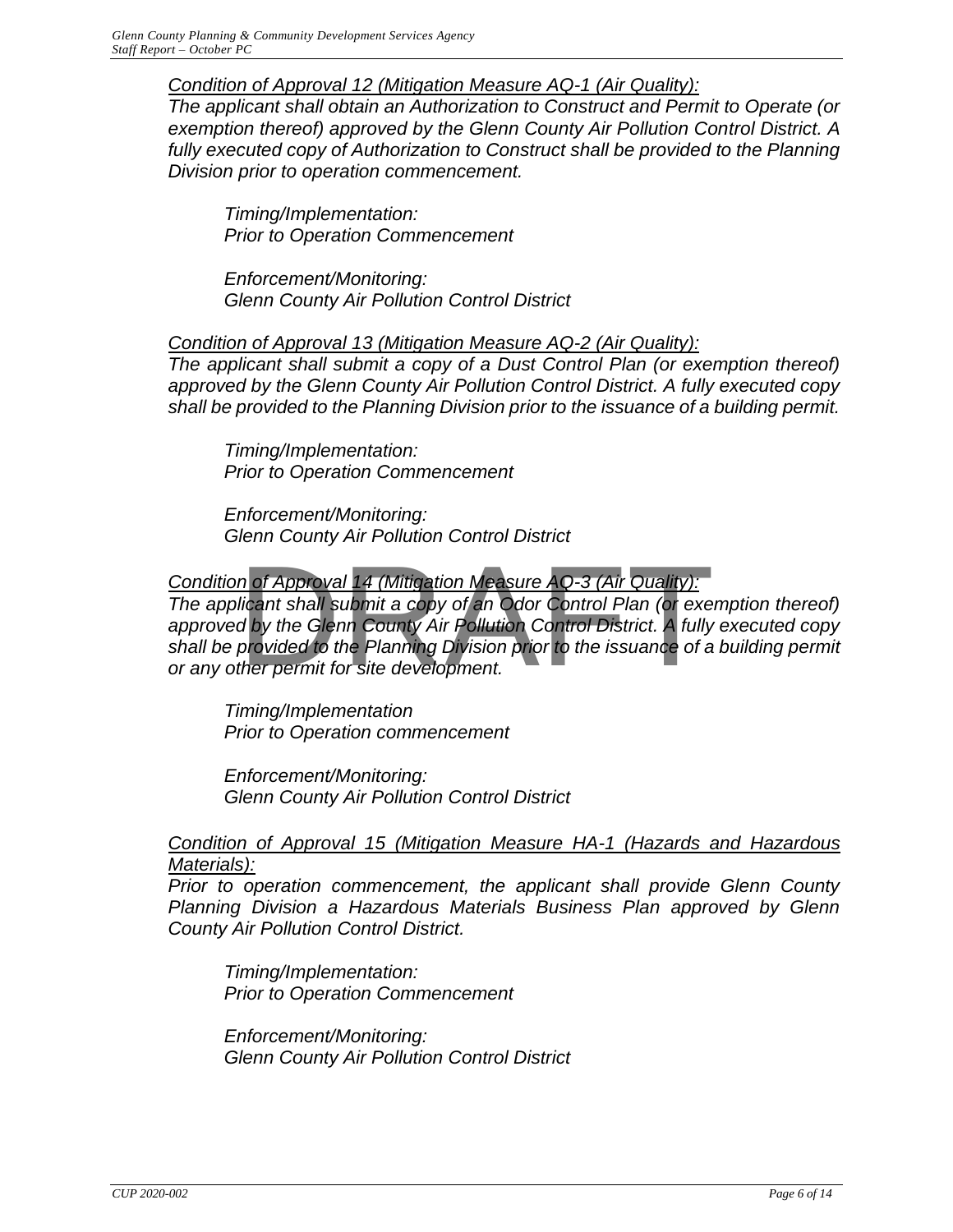*Condition of Approval 12 (Mitigation Measure AQ-1 (Air Quality):*

*The applicant shall obtain an Authorization to Construct and Permit to Operate (or exemption thereof) approved by the Glenn County Air Pollution Control District. A fully executed copy of Authorization to Construct shall be provided to the Planning Division prior to operation commencement.*

> *Timing/Implementation:*
> *Prior to Operation Commencement*
>
> *Enforcement/Monitoring:*
> *Glenn County Air Pollution Control District*

*Condition of Approval 13 (Mitigation Measure AQ-2 (Air Quality):*

*The applicant shall submit a copy of a Dust Control Plan (or exemption thereof) approved by the Glenn County Air Pollution Control District. A fully executed copy shall be provided to the Planning Division prior to the issuance of a building permit.*

> *Timing/Implementation:*
> *Prior to Operation Commencement*
>
> *Enforcement/Monitoring:*
> *Glenn County Air Pollution Control District*

*Condition of Approval 14 (Mitigation Measure AQ-3 (Air Quality):*

*The applicant shall submit a copy of an Odor Control Plan (or exemption thereof) approved by the Glenn County Air Pollution Control District. A fully executed copy shall be provided to the Planning Division prior to the issuance of a building permit or any other permit for site development.*

> *Timing/Implementation*
> *Prior to Operation commencement*
>
> *Enforcement/Monitoring:*
> *Glenn County Air Pollution Control District*

*Condition of Approval 15 (Mitigation Measure HA-1 (Hazards and Hazardous Materials):*

*Prior to operation commencement, the applicant shall provide Glenn County Planning Division a Hazardous Materials Business Plan approved by Glenn County Air Pollution Control District.*

> *Timing/Implementation:*
> *Prior to Operation Commencement*
>
> *Enforcement/Monitoring:*
> *Glenn County Air Pollution Control District*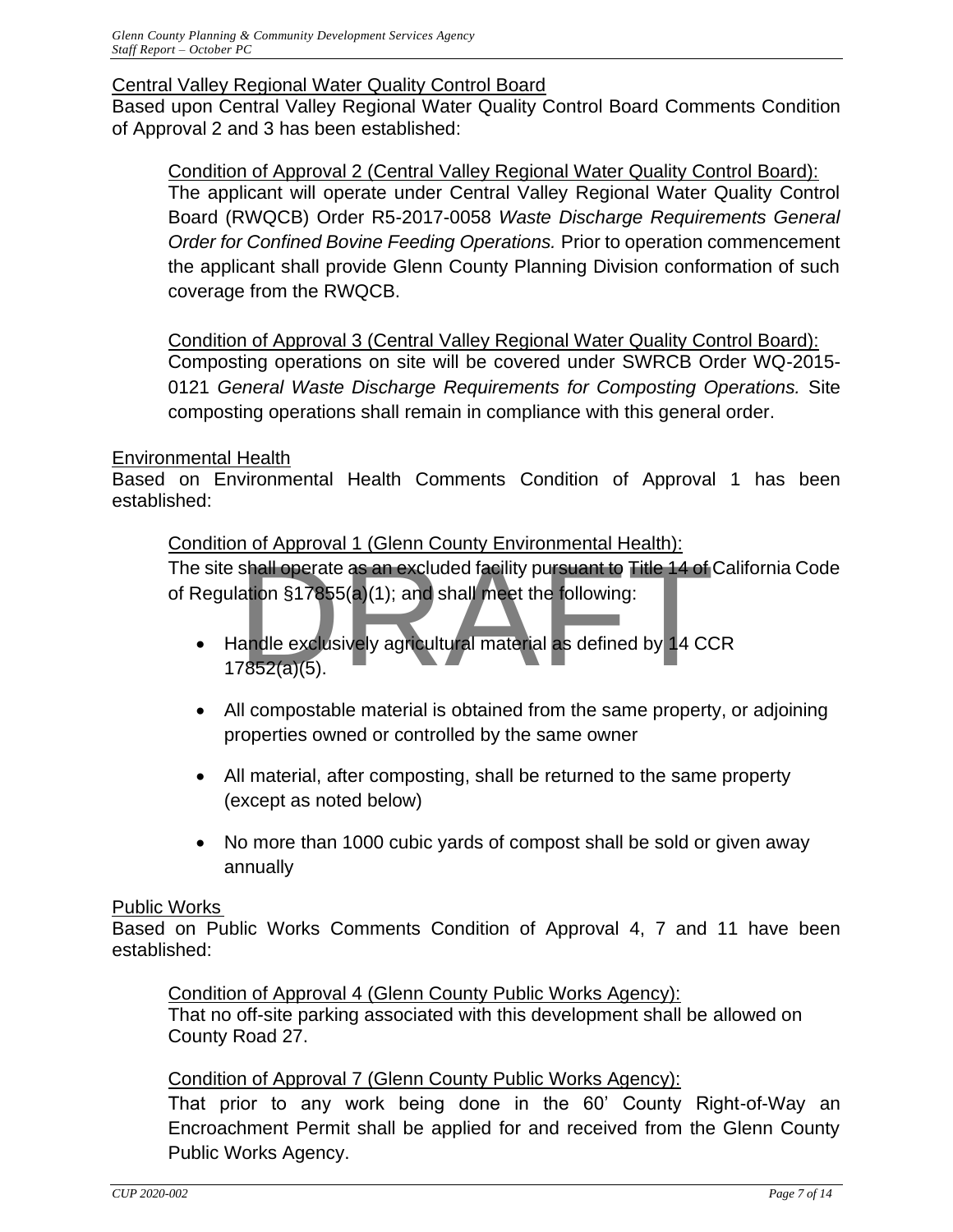Central Valley Regional Water Quality Control Board

Based upon Central Valley Regional Water Quality Control Board Comments Condition of Approval 2 and 3 has been established:

Condition of Approval 2 (Central Valley Regional Water Quality Control Board):
The applicant will operate under Central Valley Regional Water Quality Control Board (RWQCB) Order R5-2017-0058 *Waste Discharge Requirements General Order for Confined Bovine Feeding Operations.* Prior to operation commencement the applicant shall provide Glenn County Planning Division conformation of such coverage from the RWQCB.

Condition of Approval 3 (Central Valley Regional Water Quality Control Board):
Composting operations on site will be covered under SWRCB Order WQ-2015-0121 *General Waste Discharge Requirements for Composting Operations.* Site composting operations shall remain in compliance with this general order.

Environmental Health

Based on Environmental Health Comments Condition of Approval 1 has been established:

Condition of Approval 1 (Glenn County Environmental Health):
The site shall operate as an excluded facility pursuant to Title 14 of California Code of Regulation §17855(a)(1); and shall meet the following:

- Handle exclusively agricultural material as defined by 14 CCR 17852(a)(5).
- All compostable material is obtained from the same property, or adjoining properties owned or controlled by the same owner
- All material, after composting, shall be returned to the same property (except as noted below)
- No more than 1000 cubic yards of compost shall be sold or given away annually

Public Works

Based on Public Works Comments Condition of Approval 4, 7 and 11 have been established:

Condition of Approval 4 (Glenn County Public Works Agency):
That no off-site parking associated with this development shall be allowed on County Road 27.

Condition of Approval 7 (Glenn County Public Works Agency):
That prior to any work being done in the 60' County Right-of-Way an Encroachment Permit shall be applied for and received from the Glenn County Public Works Agency.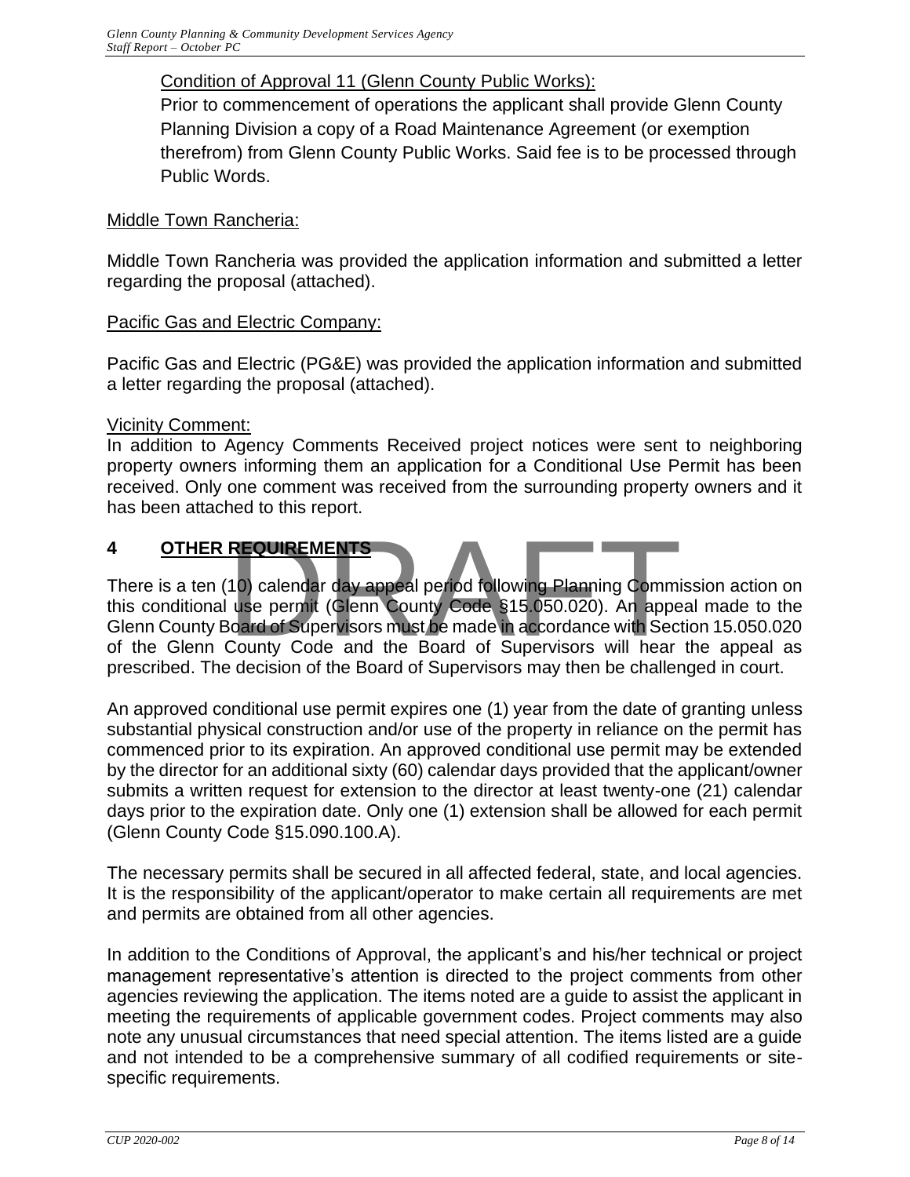Condition of Approval 11 (Glenn County Public Works):

Prior to commencement of operations the applicant shall provide Glenn County Planning Division a copy of a Road Maintenance Agreement (or exemption therefrom) from Glenn County Public Works. Said fee is to be processed through Public Words.

Middle Town Rancheria:

Middle Town Rancheria was provided the application information and submitted a letter regarding the proposal (attached).

Pacific Gas and Electric Company:

Pacific Gas and Electric (PG&E) was provided the application information and submitted a letter regarding the proposal (attached).

Vicinity Comment:

In addition to Agency Comments Received project notices were sent to neighboring property owners informing them an application for a Conditional Use Permit has been received. Only one comment was received from the surrounding property owners and it has been attached to this report.

## 4 OTHER REQUIREMENTS

There is a ten (10) calendar day appeal period following Planning Commission action on this conditional use permit (Glenn County Code §15.050.020). An appeal made to the Glenn County Board of Supervisors must be made in accordance with Section 15.050.020 of the Glenn County Code and the Board of Supervisors will hear the appeal as prescribed. The decision of the Board of Supervisors may then be challenged in court.

An approved conditional use permit expires one (1) year from the date of granting unless substantial physical construction and/or use of the property in reliance on the permit has commenced prior to its expiration. An approved conditional use permit may be extended by the director for an additional sixty (60) calendar days provided that the applicant/owner submits a written request for extension to the director at least twenty-one (21) calendar days prior to the expiration date. Only one (1) extension shall be allowed for each permit (Glenn County Code §15.090.100.A).

The necessary permits shall be secured in all affected federal, state, and local agencies. It is the responsibility of the applicant/operator to make certain all requirements are met and permits are obtained from all other agencies.

In addition to the Conditions of Approval, the applicant's and his/her technical or project management representative's attention is directed to the project comments from other agencies reviewing the application. The items noted are a guide to assist the applicant in meeting the requirements of applicable government codes. Project comments may also note any unusual circumstances that need special attention. The items listed are a guide and not intended to be a comprehensive summary of all codified requirements or site-specific requirements.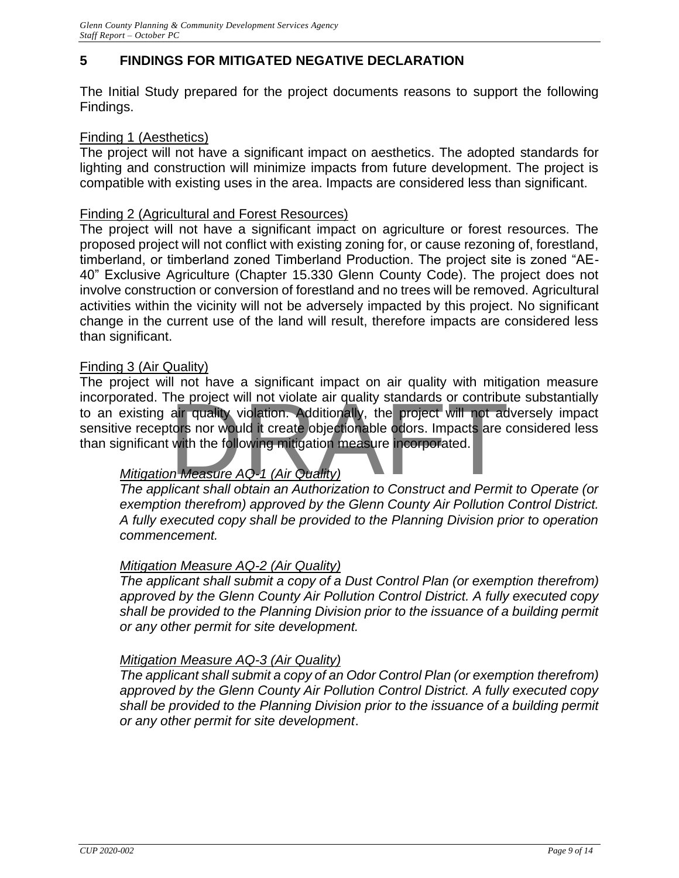## 5 FINDINGS FOR MITIGATED NEGATIVE DECLARATION

The Initial Study prepared for the project documents reasons to support the following Findings.

Finding 1 (Aesthetics)

The project will not have a significant impact on aesthetics. The adopted standards for lighting and construction will minimize impacts from future development. The project is compatible with existing uses in the area. Impacts are considered less than significant.

Finding 2 (Agricultural and Forest Resources)

The project will not have a significant impact on agriculture or forest resources. The proposed project will not conflict with existing zoning for, or cause rezoning of, forestland, timberland, or timberland zoned Timberland Production. The project site is zoned "AE-40" Exclusive Agriculture (Chapter 15.330 Glenn County Code). The project does not involve construction or conversion of forestland and no trees will be removed. Agricultural activities within the vicinity will not be adversely impacted by this project. No significant change in the current use of the land will result, therefore impacts are considered less than significant.

Finding 3 (Air Quality)

The project will not have a significant impact on air quality with mitigation measure incorporated. The project will not violate air quality standards or contribute substantially to an existing air quality violation. Additionally, the project will not adversely impact sensitive receptors nor would it create objectionable odors. Impacts are considered less than significant with the following mitigation measure incorporated.

*Mitigation Measure AQ-1 (Air Quality)*

*The applicant shall obtain an Authorization to Construct and Permit to Operate (or exemption therefrom) approved by the Glenn County Air Pollution Control District. A fully executed copy shall be provided to the Planning Division prior to operation commencement.*

*Mitigation Measure AQ-2 (Air Quality)*

*The applicant shall submit a copy of a Dust Control Plan (or exemption therefrom) approved by the Glenn County Air Pollution Control District. A fully executed copy shall be provided to the Planning Division prior to the issuance of a building permit or any other permit for site development.*

*Mitigation Measure AQ-3 (Air Quality)*

*The applicant shall submit a copy of an Odor Control Plan (or exemption therefrom) approved by the Glenn County Air Pollution Control District. A fully executed copy shall be provided to the Planning Division prior to the issuance of a building permit or any other permit for site development*.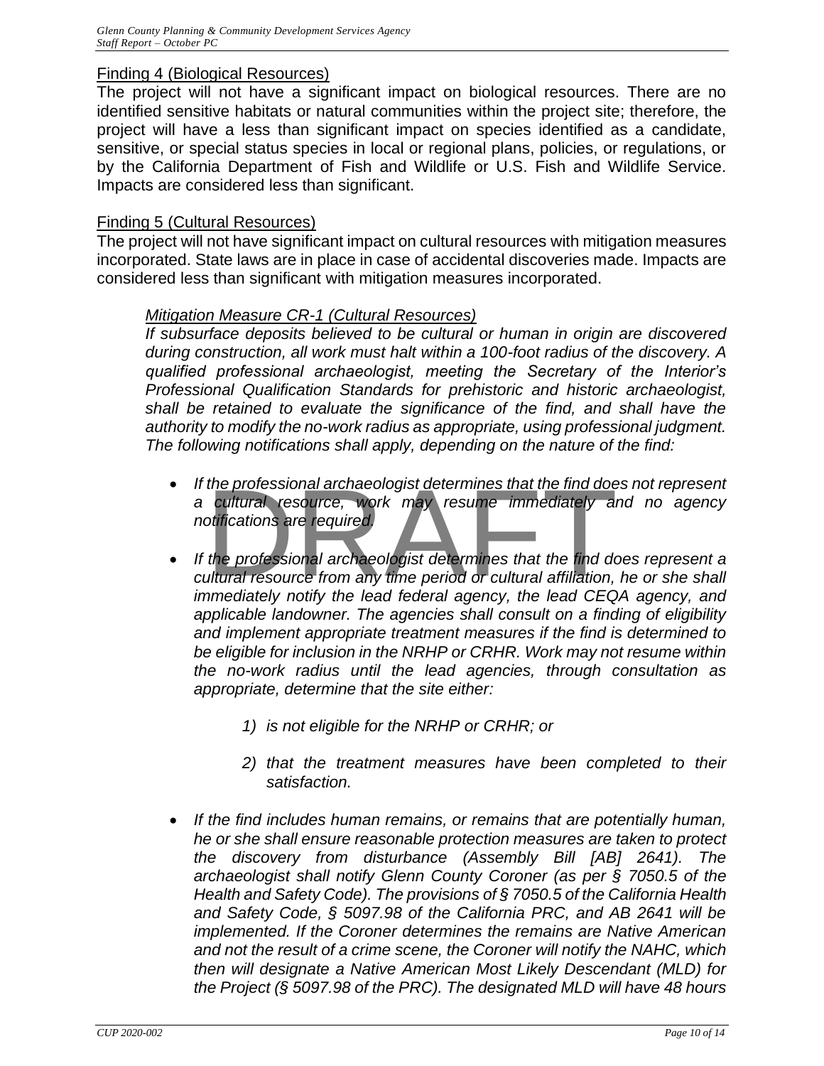Finding 4 (Biological Resources)

The project will not have a significant impact on biological resources. There are no identified sensitive habitats or natural communities within the project site; therefore, the project will have a less than significant impact on species identified as a candidate, sensitive, or special status species in local or regional plans, policies, or regulations, or by the California Department of Fish and Wildlife or U.S. Fish and Wildlife Service. Impacts are considered less than significant.

Finding 5 (Cultural Resources)

The project will not have significant impact on cultural resources with mitigation measures incorporated. State laws are in place in case of accidental discoveries made. Impacts are considered less than significant with mitigation measures incorporated.

*Mitigation Measure CR-1 (Cultural Resources)*

*If subsurface deposits believed to be cultural or human in origin are discovered during construction, all work must halt within a 100-foot radius of the discovery. A qualified professional archaeologist, meeting the Secretary of the Interior's Professional Qualification Standards for prehistoric and historic archaeologist, shall be retained to evaluate the significance of the find, and shall have the authority to modify the no-work radius as appropriate, using professional judgment. The following notifications shall apply, depending on the nature of the find:*

- *If the professional archaeologist determines that the find does not represent a cultural resource, work may resume immediately and no agency notifications are required.*
- *If the professional archaeologist determines that the find does represent a cultural resource from any time period or cultural affiliation, he or she shall immediately notify the lead federal agency, the lead CEQA agency, and applicable landowner. The agencies shall consult on a finding of eligibility and implement appropriate treatment measures if the find is determined to be eligible for inclusion in the NRHP or CRHR. Work may not resume within the no-work radius until the lead agencies, through consultation as appropriate, determine that the site either:*
    1) *is not eligible for the NRHP or CRHR; or*
    2) *that the treatment measures have been completed to their satisfaction.*
- *If the find includes human remains, or remains that are potentially human, he or she shall ensure reasonable protection measures are taken to protect the discovery from disturbance (Assembly Bill [AB] 2641). The archaeologist shall notify Glenn County Coroner (as per § 7050.5 of the Health and Safety Code). The provisions of § 7050.5 of the California Health and Safety Code, § 5097.98 of the California PRC, and AB 2641 will be implemented. If the Coroner determines the remains are Native American and not the result of a crime scene, the Coroner will notify the NAHC, which then will designate a Native American Most Likely Descendant (MLD) for the Project (§ 5097.98 of the PRC). The designated MLD will have 48 hours*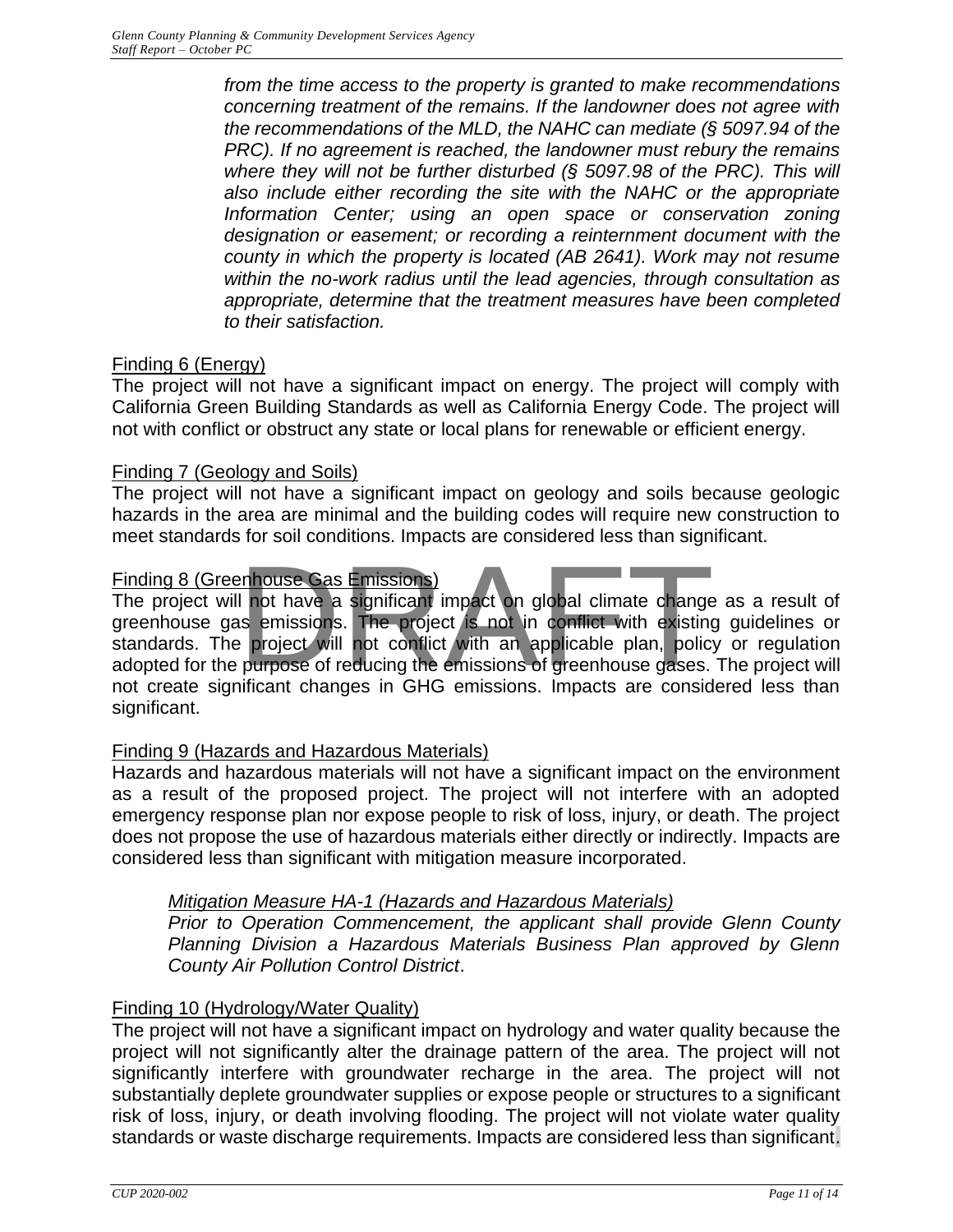*from the time access to the property is granted to make recommendations concerning treatment of the remains. If the landowner does not agree with the recommendations of the MLD, the NAHC can mediate (§ 5097.94 of the PRC). If no agreement is reached, the landowner must rebury the remains where they will not be further disturbed (§ 5097.98 of the PRC). This will also include either recording the site with the NAHC or the appropriate Information Center; using an open space or conservation zoning designation or easement; or recording a reinternment document with the county in which the property is located (AB 2641). Work may not resume within the no-work radius until the lead agencies, through consultation as appropriate, determine that the treatment measures have been completed to their satisfaction.*

Finding 6 (Energy)

The project will not have a significant impact on energy. The project will comply with California Green Building Standards as well as California Energy Code. The project will not with conflict or obstruct any state or local plans for renewable or efficient energy.

Finding 7 (Geology and Soils)

The project will not have a significant impact on geology and soils because geologic hazards in the area are minimal and the building codes will require new construction to meet standards for soil conditions. Impacts are considered less than significant.

Finding 8 (Greenhouse Gas Emissions)

The project will not have a significant impact on global climate change as a result of greenhouse gas emissions. The project is not in conflict with existing guidelines or standards. The project will not conflict with an applicable plan, policy or regulation adopted for the purpose of reducing the emissions of greenhouse gases. The project will not create significant changes in GHG emissions. Impacts are considered less than significant.

Finding 9 (Hazards and Hazardous Materials)

Hazards and hazardous materials will not have a significant impact on the environment as a result of the proposed project. The project will not interfere with an adopted emergency response plan nor expose people to risk of loss, injury, or death. The project does not propose the use of hazardous materials either directly or indirectly. Impacts are considered less than significant with mitigation measure incorporated.

*Mitigation Measure HA-1 (Hazards and Hazardous Materials)*

*Prior to Operation Commencement, the applicant shall provide Glenn County Planning Division a Hazardous Materials Business Plan approved by Glenn County Air Pollution Control District*.

Finding 10 (Hydrology/Water Quality)

The project will not have a significant impact on hydrology and water quality because the project will not significantly alter the drainage pattern of the area. The project will not significantly interfere with groundwater recharge in the area. The project will not substantially deplete groundwater supplies or expose people or structures to a significant risk of loss, injury, or death involving flooding. The project will not violate water quality standards or waste discharge requirements. Impacts are considered less than significant.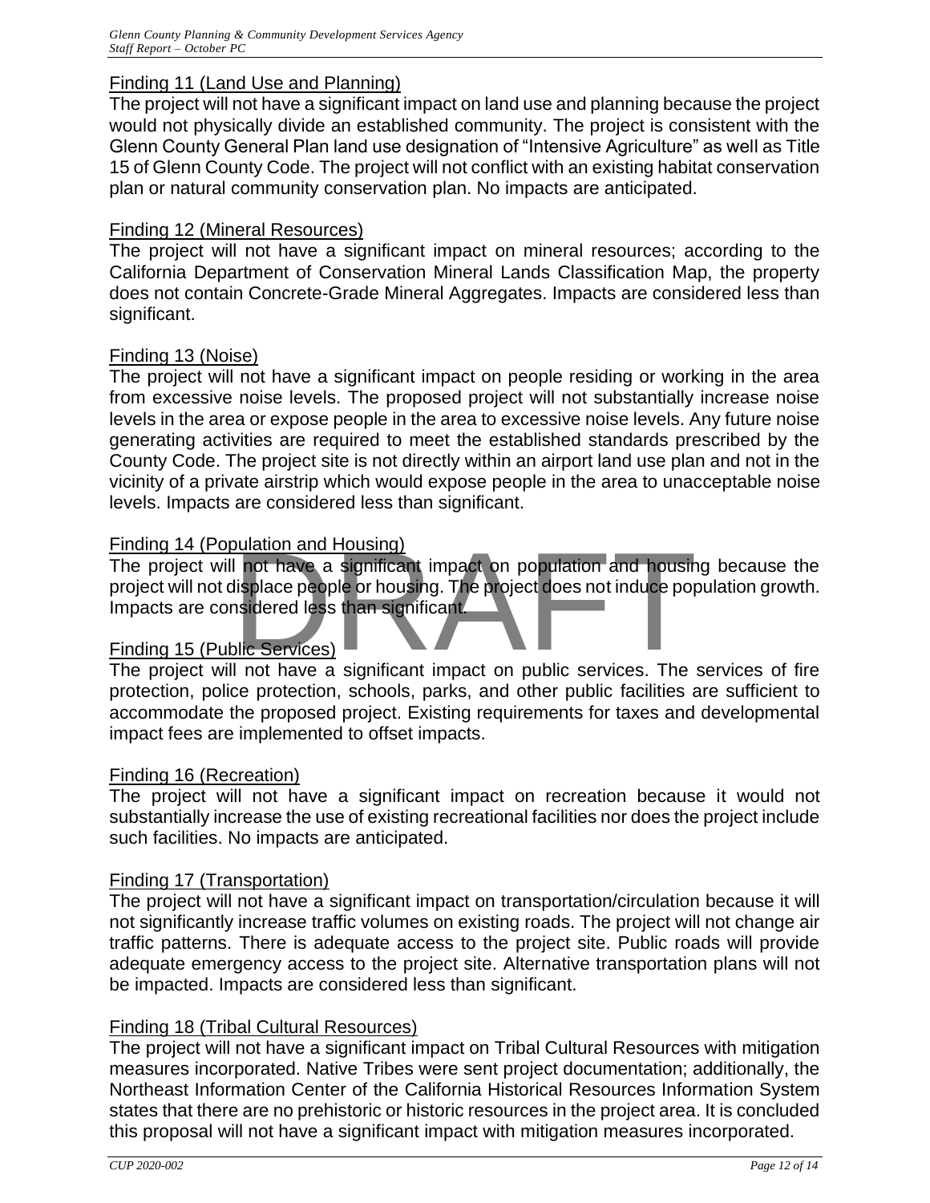Finding 11 (Land Use and Planning)

The project will not have a significant impact on land use and planning because the project would not physically divide an established community. The project is consistent with the Glenn County General Plan land use designation of “Intensive Agriculture” as well as Title 15 of Glenn County Code. The project will not conflict with an existing habitat conservation plan or natural community conservation plan. No impacts are anticipated.

Finding 12 (Mineral Resources)

The project will not have a significant impact on mineral resources; according to the California Department of Conservation Mineral Lands Classification Map, the property does not contain Concrete-Grade Mineral Aggregates. Impacts are considered less than significant.

Finding 13 (Noise)

The project will not have a significant impact on people residing or working in the area from excessive noise levels. The proposed project will not substantially increase noise levels in the area or expose people in the area to excessive noise levels. Any future noise generating activities are required to meet the established standards prescribed by the County Code. The project site is not directly within an airport land use plan and not in the vicinity of a private airstrip which would expose people in the area to unacceptable noise levels. Impacts are considered less than significant.

Finding 14 (Population and Housing)

The project will not have a significant impact on population and housing because the project will not displace people or housing. The project does not induce population growth. Impacts are considered less than significant.

Finding 15 (Public Services)

The project will not have a significant impact on public services. The services of fire protection, police protection, schools, parks, and other public facilities are sufficient to accommodate the proposed project. Existing requirements for taxes and developmental impact fees are implemented to offset impacts.

Finding 16 (Recreation)

The project will not have a significant impact on recreation because it would not substantially increase the use of existing recreational facilities nor does the project include such facilities. No impacts are anticipated.

Finding 17 (Transportation)

The project will not have a significant impact on transportation/circulation because it will not significantly increase traffic volumes on existing roads. The project will not change air traffic patterns. There is adequate access to the project site. Public roads will provide adequate emergency access to the project site. Alternative transportation plans will not be impacted. Impacts are considered less than significant.

Finding 18 (Tribal Cultural Resources)

The project will not have a significant impact on Tribal Cultural Resources with mitigation measures incorporated. Native Tribes were sent project documentation; additionally, the Northeast Information Center of the California Historical Resources Information System states that there are no prehistoric or historic resources in the project area. It is concluded this proposal will not have a significant impact with mitigation measures incorporated.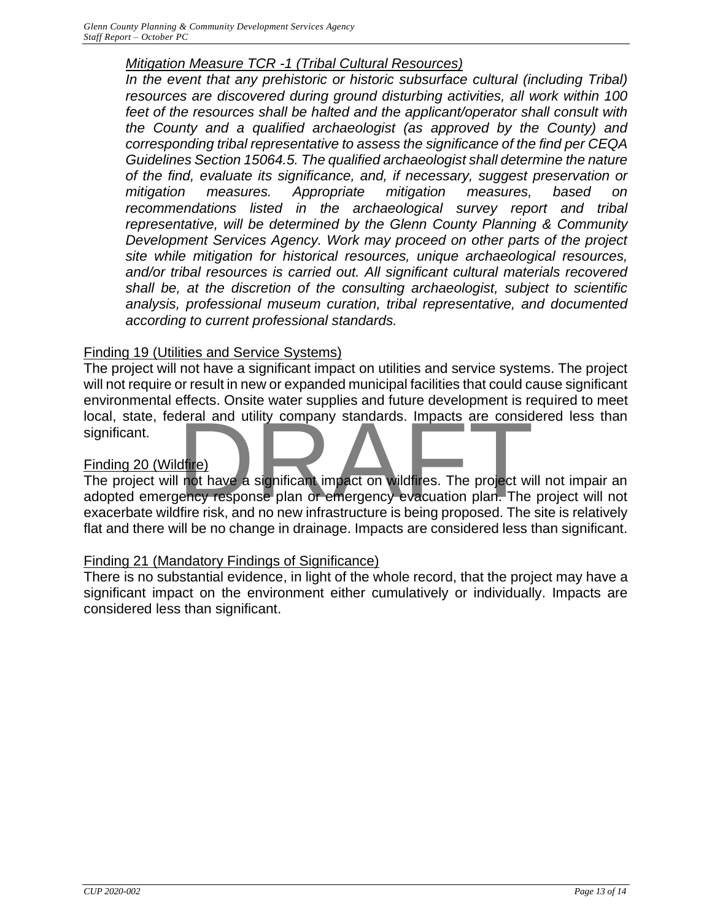*Mitigation Measure TCR -1 (Tribal Cultural Resources)*

*In the event that any prehistoric or historic subsurface cultural (including Tribal) resources are discovered during ground disturbing activities, all work within 100 feet of the resources shall be halted and the applicant/operator shall consult with the County and a qualified archaeologist (as approved by the County) and corresponding tribal representative to assess the significance of the find per CEQA Guidelines Section 15064.5. The qualified archaeologist shall determine the nature of the find, evaluate its significance, and, if necessary, suggest preservation or mitigation measures. Appropriate mitigation measures, based on recommendations listed in the archaeological survey report and tribal representative, will be determined by the Glenn County Planning & Community Development Services Agency. Work may proceed on other parts of the project site while mitigation for historical resources, unique archaeological resources, and/or tribal resources is carried out. All significant cultural materials recovered shall be, at the discretion of the consulting archaeologist, subject to scientific analysis, professional museum curation, tribal representative, and documented according to current professional standards.*

Finding 19 (Utilities and Service Systems)

The project will not have a significant impact on utilities and service systems. The project will not require or result in new or expanded municipal facilities that could cause significant environmental effects. Onsite water supplies and future development is required to meet local, state, federal and utility company standards. Impacts are considered less than significant.

Finding 20 (Wildfire)

The project will not have a significant impact on wildfires. The project will not impair an adopted emergency response plan or emergency evacuation plan. The project will not exacerbate wildfire risk, and no new infrastructure is being proposed. The site is relatively flat and there will be no change in drainage. Impacts are considered less than significant.

Finding 21 (Mandatory Findings of Significance)

There is no substantial evidence, in light of the whole record, that the project may have a significant impact on the environment either cumulatively or individually. Impacts are considered less than significant.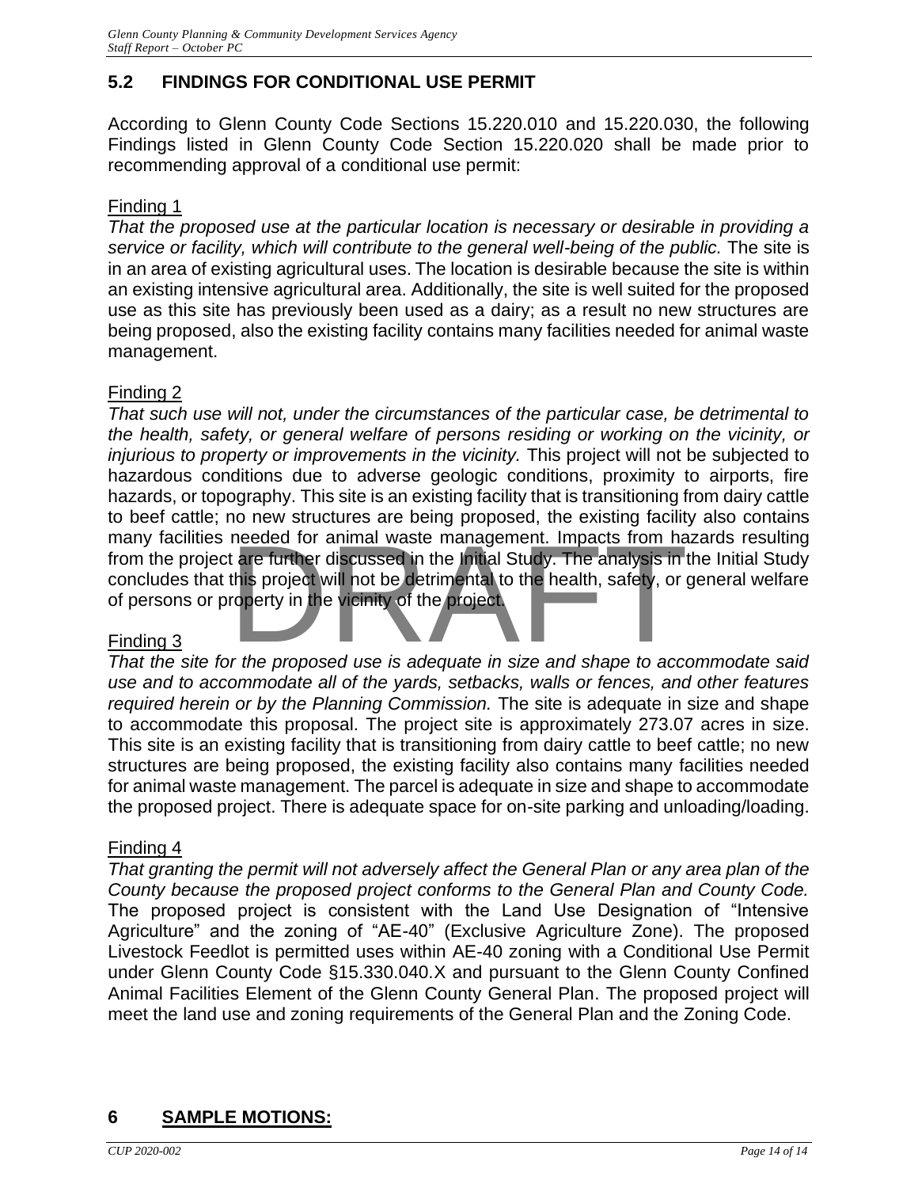## 5.2 FINDINGS FOR CONDITIONAL USE PERMIT

According to Glenn County Code Sections 15.220.010 and 15.220.030, the following Findings listed in Glenn County Code Section 15.220.020 shall be made prior to recommending approval of a conditional use permit:

Finding 1

*That the proposed use at the particular location is necessary or desirable in providing a service or facility, which will contribute to the general well-being of the public.* The site is in an area of existing agricultural uses. The location is desirable because the site is within an existing intensive agricultural area. Additionally, the site is well suited for the proposed use as this site has previously been used as a dairy; as a result no new structures are being proposed, also the existing facility contains many facilities needed for animal waste management.

Finding 2

*That such use will not, under the circumstances of the particular case, be detrimental to the health, safety, or general welfare of persons residing or working on the vicinity, or injurious to property or improvements in the vicinity.* This project will not be subjected to hazardous conditions due to adverse geologic conditions, proximity to airports, fire hazards, or topography. This site is an existing facility that is transitioning from dairy cattle to beef cattle; no new structures are being proposed, the existing facility also contains many facilities needed for animal waste management. Impacts from hazards resulting from the project are further discussed in the Initial Study. The analysis in the Initial Study concludes that this project will not be detrimental to the health, safety, or general welfare of persons or property in the vicinity of the project.

Finding 3

*That the site for the proposed use is adequate in size and shape to accommodate said use and to accommodate all of the yards, setbacks, walls or fences, and other features required herein or by the Planning Commission.* The site is adequate in size and shape to accommodate this proposal. The project site is approximately 273.07 acres in size. This site is an existing facility that is transitioning from dairy cattle to beef cattle; no new structures are being proposed, the existing facility also contains many facilities needed for animal waste management. The parcel is adequate in size and shape to accommodate the proposed project. There is adequate space for on-site parking and unloading/loading.

Finding 4

*That granting the permit will not adversely affect the General Plan or any area plan of the County because the proposed project conforms to the General Plan and County Code.* The proposed project is consistent with the Land Use Designation of "Intensive Agriculture" and the zoning of "AE-40" (Exclusive Agriculture Zone). The proposed Livestock Feedlot is permitted uses within AE-40 zoning with a Conditional Use Permit under Glenn County Code §15.330.040.X and pursuant to the Glenn County Confined Animal Facilities Element of the Glenn County General Plan. The proposed project will meet the land use and zoning requirements of the General Plan and the Zoning Code.

# 6 SAMPLE MOTIONS: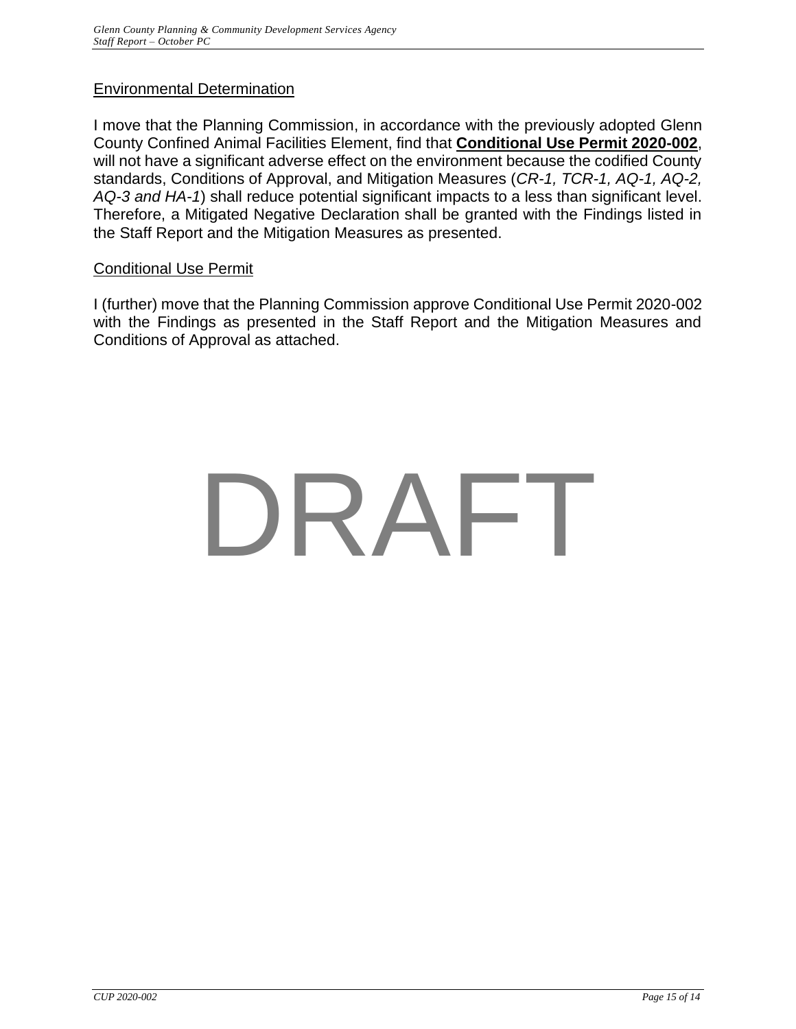Environmental Determination

I move that the Planning Commission, in accordance with the previously adopted Glenn County Confined Animal Facilities Element, find that **Conditional Use Permit 2020-002**, will not have a significant adverse effect on the environment because the codified County standards, Conditions of Approval, and Mitigation Measures (*CR-1, TCR-1, AQ-1, AQ-2, AQ-3 and HA-1*) shall reduce potential significant impacts to a less than significant level. Therefore, a Mitigated Negative Declaration shall be granted with the Findings listed in the Staff Report and the Mitigation Measures as presented.

Conditional Use Permit

I (further) move that the Planning Commission approve Conditional Use Permit 2020-002 with the Findings as presented in the Staff Report and the Mitigation Measures and Conditions of Approval as attached.

DRAFT